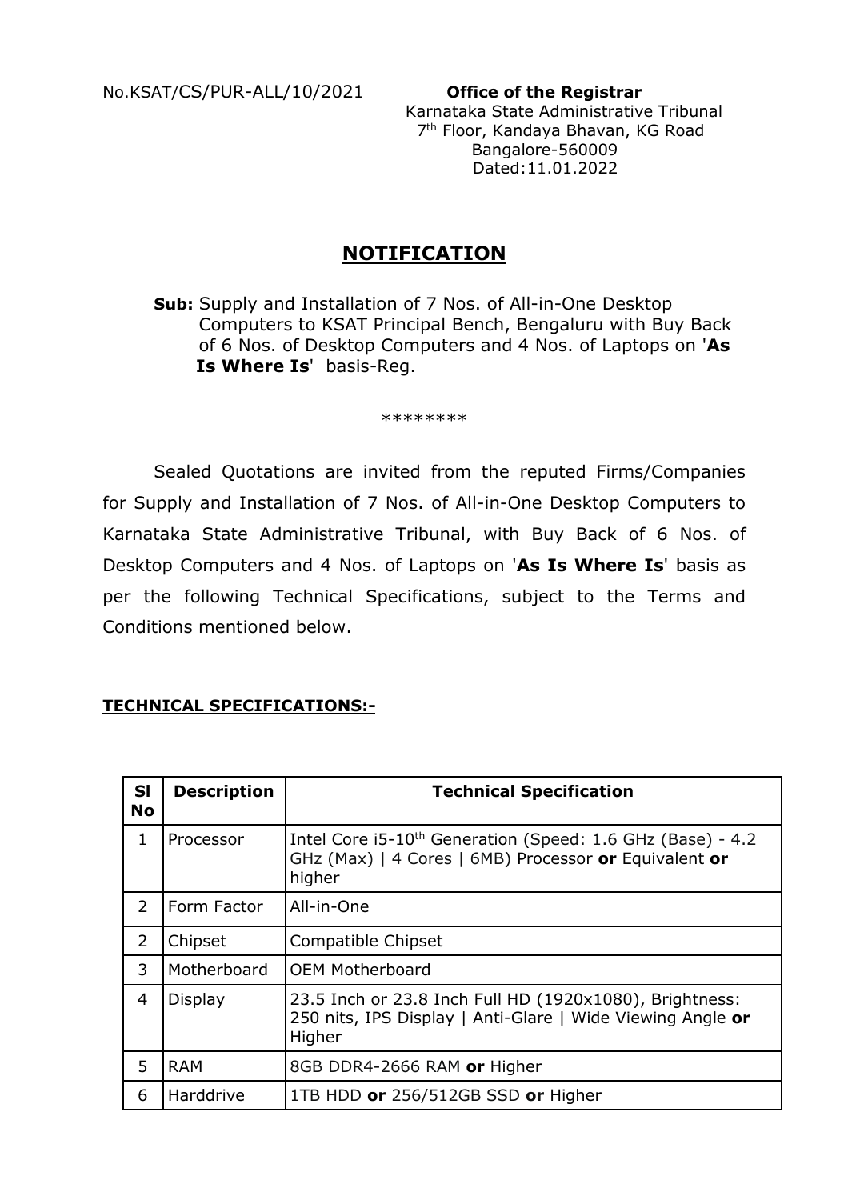No.KSAT/CS/PUR-ALL/10/2021

**Office of the Registrar**
Karnataka State Administrative Tribunal
7th Floor, Kandaya Bhavan, KG Road
Bangalore-560009
Dated:11.01.2022

# NOTIFICATION

**Sub:** Supply and Installation of 7 Nos. of All-in-One Desktop Computers to KSAT Principal Bench, Bengaluru with Buy Back of 6 Nos. of Desktop Computers and 4 Nos. of Laptops on '**As Is Where Is**' basis-Reg.

\*\*\*\*\*\*\*\*

Sealed Quotations are invited from the reputed Firms/Companies for Supply and Installation of 7 Nos. of All-in-One Desktop Computers to Karnataka State Administrative Tribunal, with Buy Back of 6 Nos. of Desktop Computers and 4 Nos. of Laptops on '**As Is Where Is**' basis as per the following Technical Specifications, subject to the Terms and Conditions mentioned below.

## TECHNICAL SPECIFICATIONS:-

| Sl No | Description | Technical Specification |
|---|---|---|
| 1 | Processor | Intel Core i5-10th Generation (Speed: 1.6 GHz (Base) - 4.2 GHz (Max) \| 4 Cores \| 6MB) Processor **or** Equivalent **or** higher |
| 2 | Form Factor | All-in-One |
| 2 | Chipset | Compatible Chipset |
| 3 | Motherboard | OEM Motherboard |
| 4 | Display | 23.5 Inch or 23.8 Inch Full HD (1920x1080), Brightness: 250 nits, IPS Display \| Anti-Glare \| Wide Viewing Angle **or** Higher |
| 5 | RAM | 8GB DDR4-2666 RAM **or** Higher |
| 6 | Harddrive | 1TB HDD **or** 256/512GB SSD **or** Higher |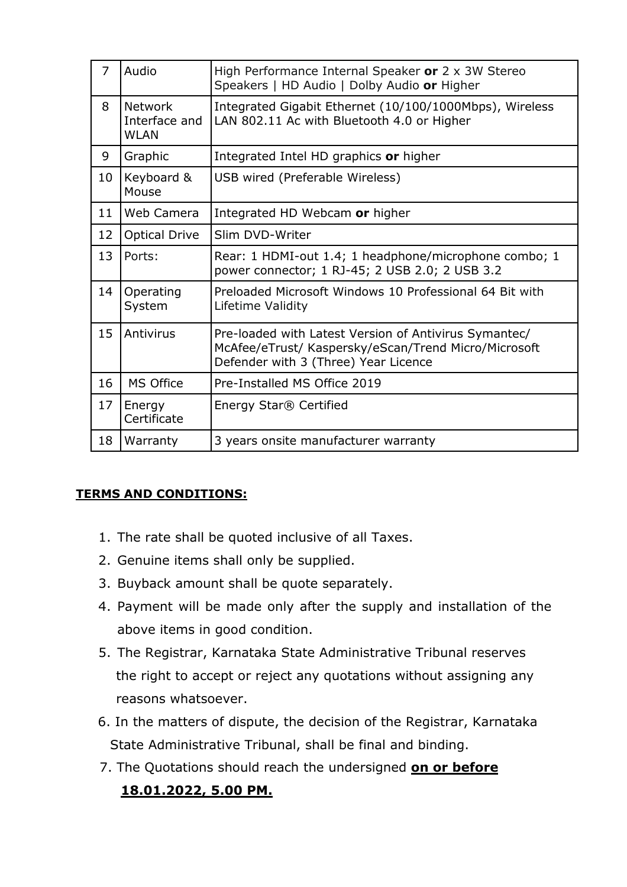| 7 | Audio | High Performance Internal Speaker **or** 2 x 3W Stereo Speakers \| HD Audio \| Dolby Audio **or** Higher |
|---|---|---|
| 8 | Network Interface and WLAN | Integrated Gigabit Ethernet (10/100/1000Mbps), Wireless LAN 802.11 Ac with Bluetooth 4.0 or Higher |
| 9 | Graphic | Integrated Intel HD graphics **or** higher |
| 10 | Keyboard & Mouse | USB wired (Preferable Wireless) |
| 11 | Web Camera | Integrated HD Webcam **or** higher |
| 12 | Optical Drive | Slim DVD-Writer |
| 13 | Ports: | Rear: 1 HDMI-out 1.4; 1 headphone/microphone combo; 1 power connector; 1 RJ-45; 2 USB 2.0; 2 USB 3.2 |
| 14 | Operating System | Preloaded Microsoft Windows 10 Professional 64 Bit with Lifetime Validity |
| 15 | Antivirus | Pre-loaded with Latest Version of Antivirus Symantec/ McAfee/eTrust/ Kaspersky/eScan/Trend Micro/Microsoft Defender with 3 (Three) Year Licence |
| 16 | MS Office | Pre-Installed MS Office 2019 |
| 17 | Energy Certificate | Energy Star® Certified |
| 18 | Warranty | 3 years onsite manufacturer warranty |

**TERMS AND CONDITIONS:**

1. The rate shall be quoted inclusive of all Taxes.
2. Genuine items shall only be supplied.
3. Buyback amount shall be quote separately.
4. Payment will be made only after the supply and installation of the above items in good condition.
5. The Registrar, Karnataka State Administrative Tribunal reserves the right to accept or reject any quotations without assigning any reasons whatsoever.
6. In the matters of dispute, the decision of the Registrar, Karnataka State Administrative Tribunal, shall be final and binding.
7. The Quotations should reach the undersigned **on or before 18.01.2022, 5.00 PM.**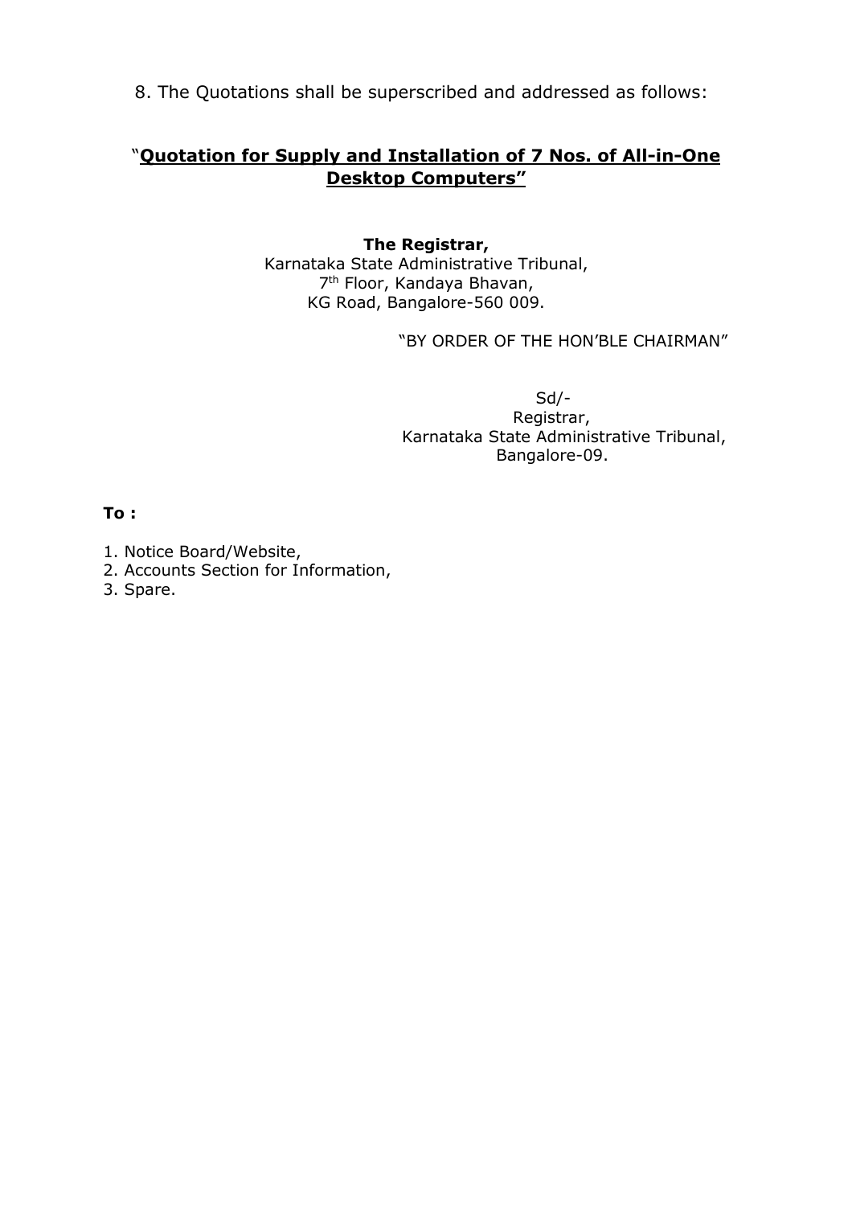8. The Quotations shall be superscribed and addressed as follows:

"**<u>Quotation for Supply and Installation of 7 Nos. of All-in-One Desktop Computers</u>"**

**The Registrar,**
Karnataka State Administrative Tribunal,
7th Floor, Kandaya Bhavan,
KG Road, Bangalore-560 009.

"BY ORDER OF THE HON'BLE CHAIRMAN"

Sd/-
Registrar,
Karnataka State Administrative Tribunal,
Bangalore-09.

**To :**

1. Notice Board/Website,
2. Accounts Section for Information,
3. Spare.